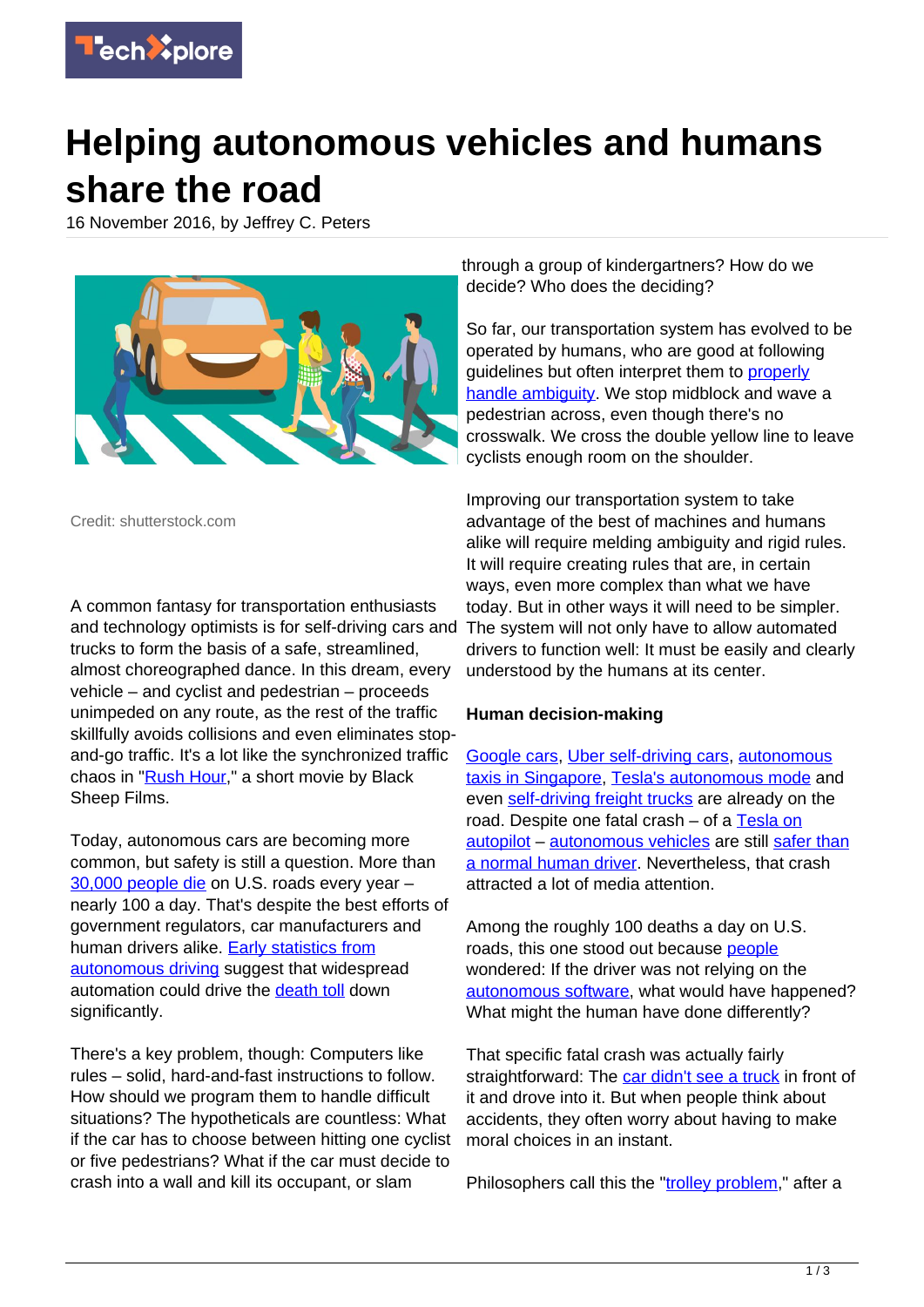# Helping autonomous vehicles and humans share the road

16 November 2016, by Jeffrey C. Peters

Credit: shutterstock.com

A common fantasy for transportation enthusiasts and technology optimists is for self-driving cars and trucks to form the basis of a safe, streamlined, almost choreographed dance. In this dream, every vehicle – and cyclist and pedestrian – proceeds unimpeded on any route, as the rest of the traffic skillfully avoids collisions and even eliminates stop-and-go traffic. It's a lot like the synchronized traffic chaos in "Rush Hour," a short movie by Black Sheep Films.

Today, autonomous cars are becoming more common, but safety is still a question. More than 30,000 people die on U.S. roads every year – nearly 100 a day. That's despite the best efforts of government regulators, car manufacturers and human drivers alike. Early statistics from autonomous driving suggest that widespread automation could drive the death toll down significantly.

There's a key problem, though: Computers like rules – solid, hard-and-fast instructions to follow. How should we program them to handle difficult situations? The hypotheticals are countless: What if the car has to choose between hitting one cyclist or five pedestrians? What if the car must decide to crash into a wall and kill its occupant, or slam through a group of kindergartners? How do we decide? Who does the deciding?

So far, our transportation system has evolved to be operated by humans, who are good at following guidelines but often interpret them to properly handle ambiguity. We stop midblock and wave a pedestrian across, even though there's no crosswalk. We cross the double yellow line to leave cyclists enough room on the shoulder.

Improving our transportation system to take advantage of the best of machines and humans alike will require melding ambiguity and rigid rules. It will require creating rules that are, in certain ways, even more complex than what we have today. But in other ways it will need to be simpler. The system will not only have to allow automated drivers to function well: It must be easily and clearly understood by the humans at its center.

**Human decision-making**

Google cars, Uber self-driving cars, autonomous taxis in Singapore, Tesla's autonomous mode and even self-driving freight trucks are already on the road. Despite one fatal crash – of a Tesla on autopilot – autonomous vehicles are still safer than a normal human driver. Nevertheless, that crash attracted a lot of media attention.

Among the roughly 100 deaths a day on U.S. roads, this one stood out because people wondered: If the driver was not relying on the autonomous software, what would have happened? What might the human have done differently?

That specific fatal crash was actually fairly straightforward: The car didn't see a truck in front of it and drove into it. But when people think about accidents, they often worry about having to make moral choices in an instant.

Philosophers call this the "trolley problem," after a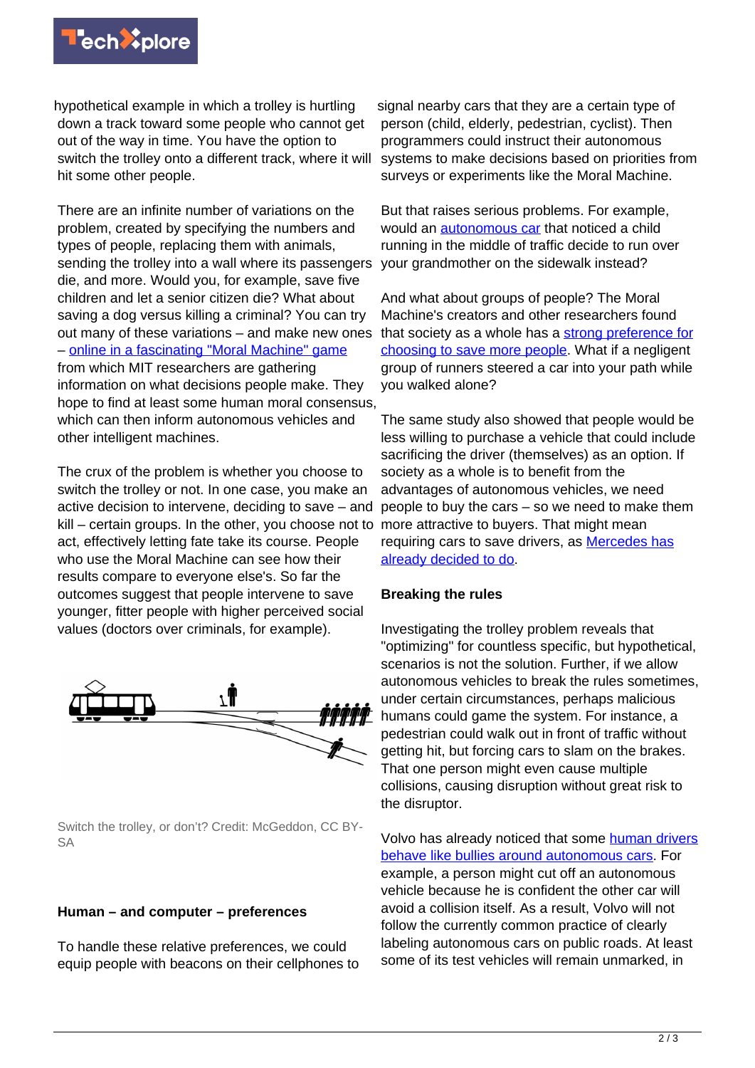hypothetical example in which a trolley is hurtling down a track toward some people who cannot get out of the way in time. You have the option to switch the trolley onto a different track, where it will hit some other people.

There are an infinite number of variations on the problem, created by specifying the numbers and types of people, replacing them with animals, sending the trolley into a wall where its passengers die, and more. Would you, for example, save five children and let a senior citizen die? What about saving a dog versus killing a criminal? You can try out many of these variations – and make new ones – online in a fascinating "Moral Machine" game from which MIT researchers are gathering information on what decisions people make. They hope to find at least some human moral consensus, which can then inform autonomous vehicles and other intelligent machines.

The crux of the problem is whether you choose to switch the trolley or not. In one case, you make an active decision to intervene, deciding to save – and kill – certain groups. In the other, you choose not to act, effectively letting fate take its course. People who use the Moral Machine can see how their results compare to everyone else's. So far the outcomes suggest that people intervene to save younger, fitter people with higher perceived social values (doctors over criminals, for example).

Switch the trolley, or don't? Credit: McGeddon, CC BY-SA

## Human – and computer – preferences

To handle these relative preferences, we could equip people with beacons on their cellphones to signal nearby cars that they are a certain type of person (child, elderly, pedestrian, cyclist). Then programmers could instruct their autonomous systems to make decisions based on priorities from surveys or experiments like the Moral Machine.

But that raises serious problems. For example, would an autonomous car that noticed a child running in the middle of traffic decide to run over your grandmother on the sidewalk instead?

And what about groups of people? The Moral Machine's creators and other researchers found that society as a whole has a strong preference for choosing to save more people. What if a negligent group of runners steered a car into your path while you walked alone?

The same study also showed that people would be less willing to purchase a vehicle that could include sacrificing the driver (themselves) as an option. If society as a whole is to benefit from the advantages of autonomous vehicles, we need people to buy the cars – so we need to make them more attractive to buyers. That might mean requiring cars to save drivers, as Mercedes has already decided to do.

## Breaking the rules

Investigating the trolley problem reveals that "optimizing" for countless specific, but hypothetical, scenarios is not the solution. Further, if we allow autonomous vehicles to break the rules sometimes, under certain circumstances, perhaps malicious humans could game the system. For instance, a pedestrian could walk out in front of traffic without getting hit, but forcing cars to slam on the brakes. That one person might even cause multiple collisions, causing disruption without great risk to the disrupter.

Volvo has already noticed that some human drivers behave like bullies around autonomous cars. For example, a person might cut off an autonomous vehicle because he is confident the other car will avoid a collision itself. As a result, Volvo will not follow the currently common practice of clearly labeling autonomous cars on public roads. At least some of its test vehicles will remain unmarked, in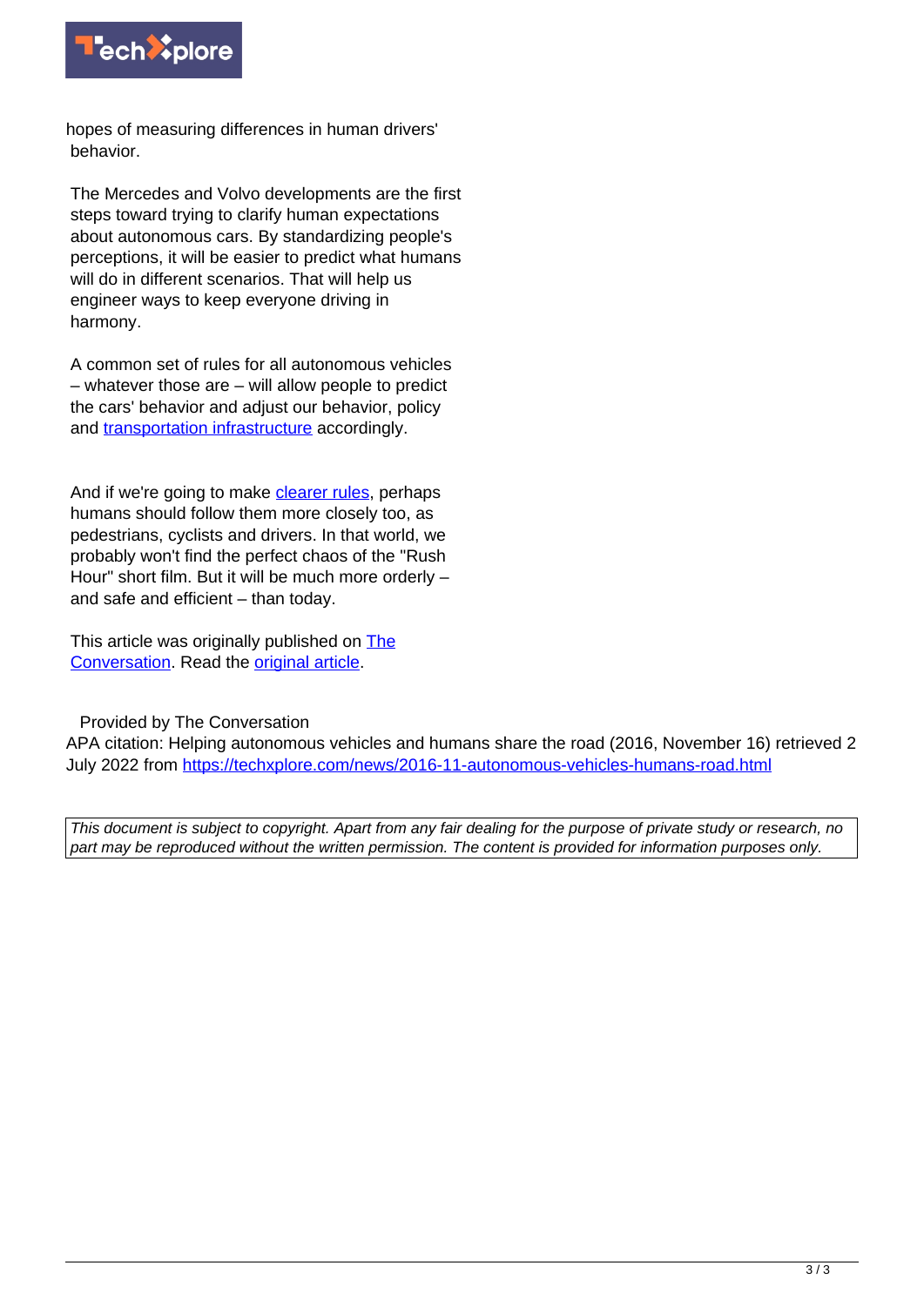hopes of measuring differences in human drivers' behavior.

The Mercedes and Volvo developments are the first steps toward trying to clarify human expectations about autonomous cars. By standardizing people's perceptions, it will be easier to predict what humans will do in different scenarios. That will help us engineer ways to keep everyone driving in harmony.

A common set of rules for all autonomous vehicles – whatever those are – will allow people to predict the cars' behavior and adjust our behavior, policy and transportation infrastructure accordingly.

And if we're going to make clearer rules, perhaps humans should follow them more closely too, as pedestrians, cyclists and drivers. In that world, we probably won't find the perfect chaos of the "Rush Hour" short film. But it will be much more orderly – and safe and efficient – than today.

This article was originally published on The Conversation. Read the original article.

Provided by The Conversation

APA citation: Helping autonomous vehicles and humans share the road (2016, November 16) retrieved 2 July 2022 from https://techxplore.com/news/2016-11-autonomous-vehicles-humans-road.html

*This document is subject to copyright. Apart from any fair dealing for the purpose of private study or research, no part may be reproduced without the written permission. The content is provided for information purposes only.*